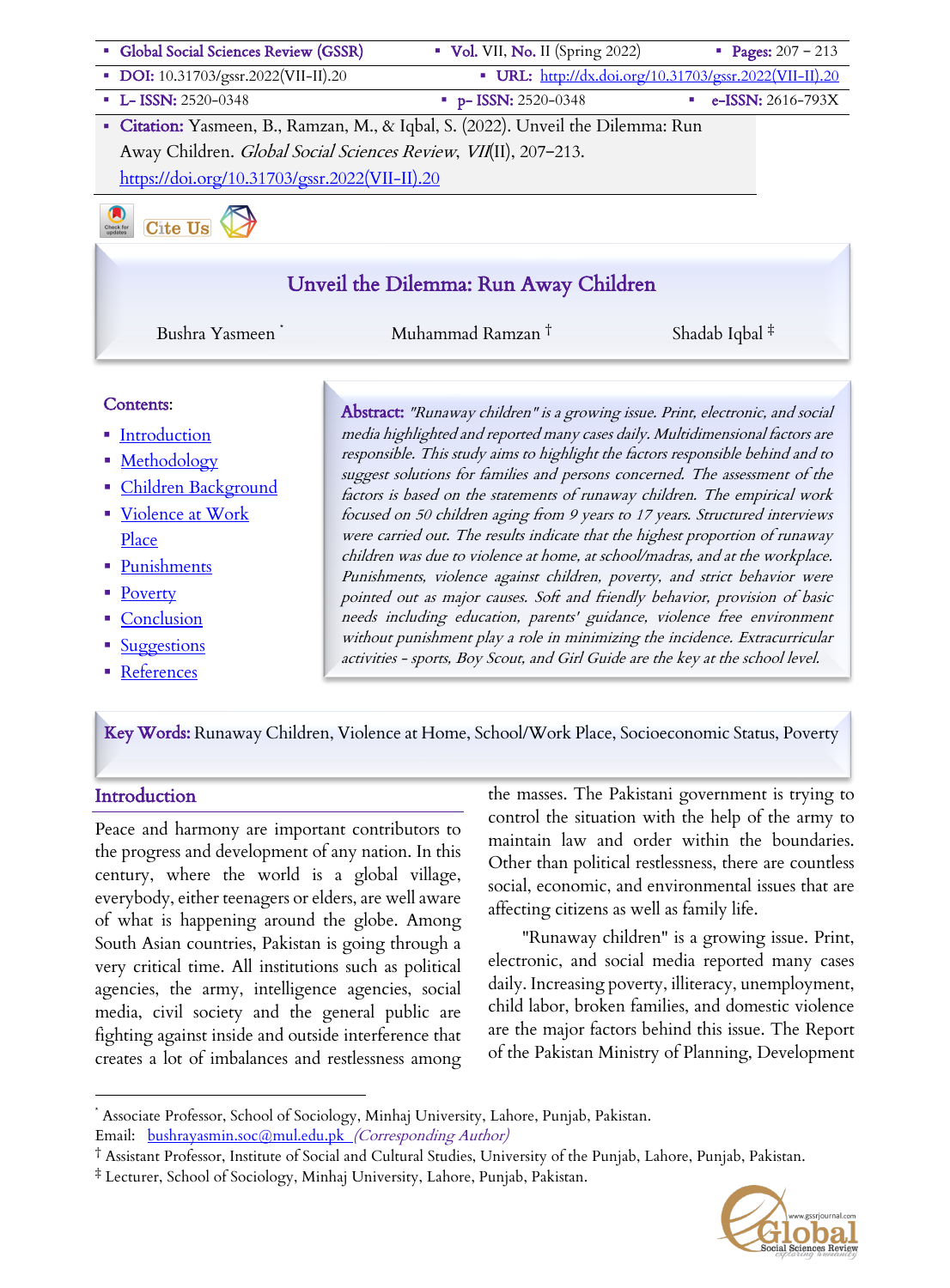- **Global Social Sciences Review (GSSR)**
- **Vol.** VII, **No.** II (Spring 2022)
- **Pages:** 207 – 213
- **DOI:** 10.31703/gssr.2022(VII-II).20
- **URL:** http://dx.doi.org/10.31703/gssr.2022(VII-II).20
- **L- ISSN:** 2520-0348
- **p- ISSN:** 2520-0348
- **e-ISSN:** 2616-793X
- **Citation:** Yasmeen, B., Ramzan, M., & Iqbal, S. (2022). Unveil the Dilemma: Run Away Children. *Global Social Sciences Review*, *VII*(II), 207–213. https://doi.org/10.31703/gssr.2022(VII-II).20

# Unveil the Dilemma: Run Away Children

Bushra Yasmeen [*] | Muhammad Ramzan [†] | Shadab Iqbal [‡]

**Contents:**

- Introduction
- Methodology
- Children Background
- Violence at Work Place
- Punishments
- Poverty
- Conclusion
- Suggestions
- References

**Abstract:** *"Runaway children" is a growing issue. Print, electronic, and social media highlighted and reported many cases daily. Multidimensional factors are responsible. This study aims to highlight the factors responsible behind and to suggest solutions for families and persons concerned. The assessment of the factors is based on the statements of runaway children. The empirical work focused on 50 children aging from 9 years to 17 years. Structured interviews were carried out. The results indicate that the highest proportion of runaway children was due to violence at home, at school/madras, and at the workplace. Punishments, violence against children, poverty, and strict behavior were pointed out as major causes. Soft and friendly behavior, provision of basic needs including education, parents' guidance, violence free environment without punishment play a role in minimizing the incidence. Extracurricular activities - sports, Boy Scout, and Girl Guide are the key at the school level.*

**Key Words:** Runaway Children, Violence at Home, School/Work Place, Socioeconomic Status, Poverty

## Introduction

Peace and harmony are important contributors to the progress and development of any nation. In this century, where the world is a global village, everybody, either teenagers or elders, are well aware of what is happening around the globe. Among South Asian countries, Pakistan is going through a very critical time. All institutions such as political agencies, the army, intelligence agencies, social media, civil society and the general public are fighting against inside and outside interference that creates a lot of imbalances and restlessness among the masses. The Pakistani government is trying to control the situation with the help of the army to maintain law and order within the boundaries. Other than political restlessness, there are countless social, economic, and environmental issues that are affecting citizens as well as family life.

"Runaway children" is a growing issue. Print, electronic, and social media reported many cases daily. Increasing poverty, illiteracy, unemployment, child labor, broken families, and domestic violence are the major factors behind this issue. The Report of the Pakistan Ministry of Planning, Development

---

[*] Associate Professor, School of Sociology, Minhaj University, Lahore, Punjab, Pakistan.
Email: bushrayasmin.soc@mul.edu.pk *(Corresponding Author)*

[†] Assistant Professor, Institute of Social and Cultural Studies, University of the Punjab, Lahore, Punjab, Pakistan.

[‡] Lecturer, School of Sociology, Minhaj University, Lahore, Punjab, Pakistan.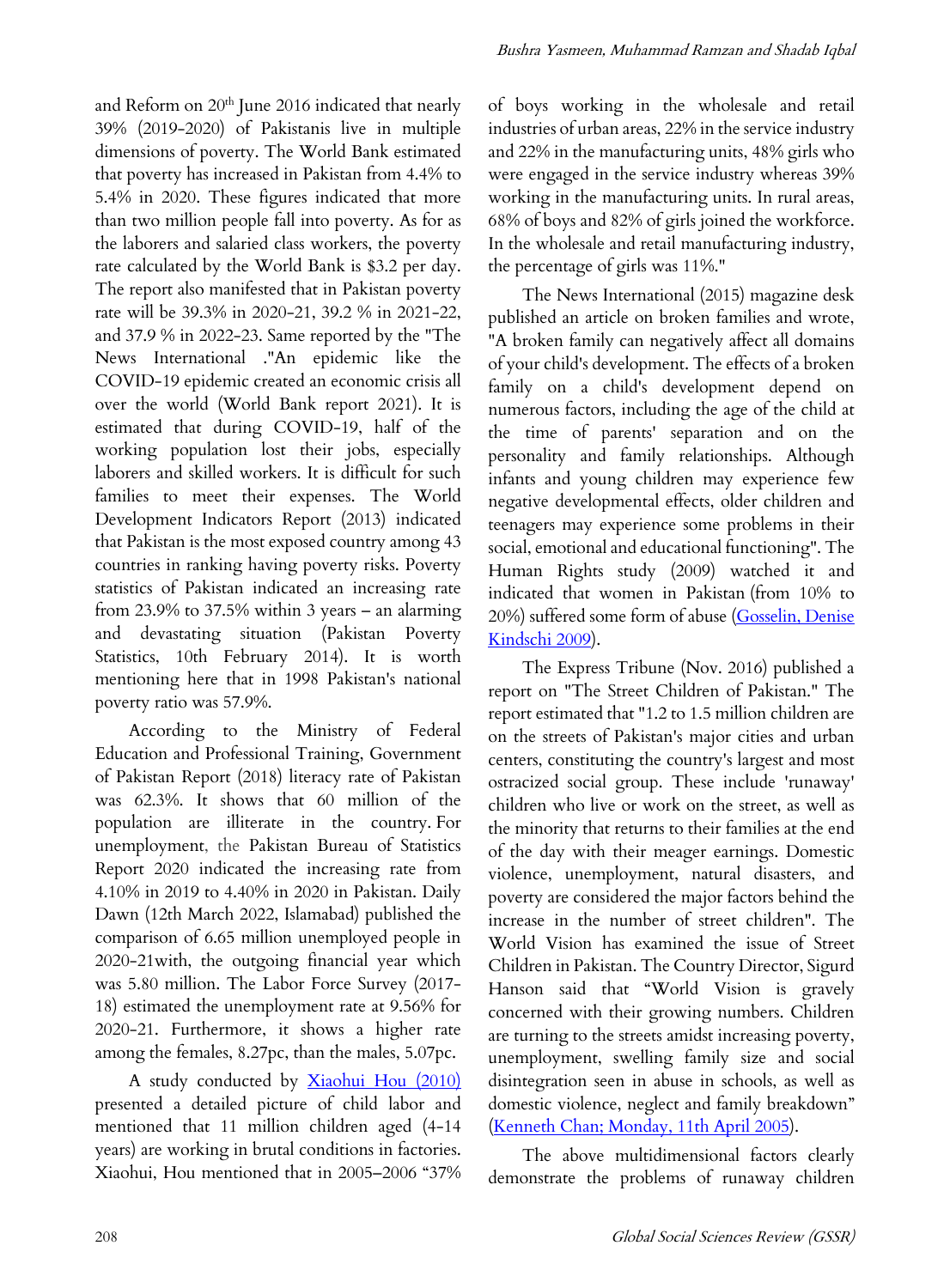and Reform on 20th June 2016 indicated that nearly 39% (2019-2020) of Pakistanis live in multiple dimensions of poverty. The World Bank estimated that poverty has increased in Pakistan from 4.4% to 5.4% in 2020. These figures indicated that more than two million people fall into poverty. As for as the laborers and salaried class workers, the poverty rate calculated by the World Bank is $3.2 per day. The report also manifested that in Pakistan poverty rate will be 39.3% in 2020-21, 39.2 % in 2021-22, and 37.9 % in 2022-23. Same reported by the "The News International ."An epidemic like the COVID-19 epidemic created an economic crisis all over the world (World Bank report 2021). It is estimated that during COVID-19, half of the working population lost their jobs, especially laborers and skilled workers. It is difficult for such families to meet their expenses. The World Development Indicators Report (2013) indicated that Pakistan is the most exposed country among 43 countries in ranking having poverty risks. Poverty statistics of Pakistan indicated an increasing rate from 23.9% to 37.5% within 3 years – an alarming and devastating situation (Pakistan Poverty Statistics, 10th February 2014). It is worth mentioning here that in 1998 Pakistan's national poverty ratio was 57.9%.

According to the Ministry of Federal Education and Professional Training, Government of Pakistan Report (2018) literacy rate of Pakistan was 62.3%. It shows that 60 million of the population are illiterate in the country. For unemployment, the Pakistan Bureau of Statistics Report 2020 indicated the increasing rate from 4.10% in 2019 to 4.40% in 2020 in Pakistan. Daily Dawn (12th March 2022, Islamabad) published the comparison of 6.65 million unemployed people in 2020-21with, the outgoing financial year which was 5.80 million. The Labor Force Survey (2017-18) estimated the unemployment rate at 9.56% for 2020-21. Furthermore, it shows a higher rate among the females, 8.27pc, than the males, 5.07pc.

A study conducted by Xiaohui Hou (2010) presented a detailed picture of child labor and mentioned that 11 million children aged (4-14 years) are working in brutal conditions in factories. Xiaohui, Hou mentioned that in 2005–2006 "37% of boys working in the wholesale and retail industries of urban areas, 22% in the service industry and 22% in the manufacturing units, 48% girls who were engaged in the service industry whereas 39% working in the manufacturing units. In rural areas, 68% of boys and 82% of girls joined the workforce. In the wholesale and retail manufacturing industry, the percentage of girls was 11%."

The News International (2015) magazine desk published an article on broken families and wrote, "A broken family can negatively affect all domains of your child's development. The effects of a broken family on a child's development depend on numerous factors, including the age of the child at the time of parents' separation and on the personality and family relationships. Although infants and young children may experience few negative developmental effects, older children and teenagers may experience some problems in their social, emotional and educational functioning". The Human Rights study (2009) watched it and indicated that women in Pakistan (from 10% to 20%) suffered some form of abuse (Gosselin, Denise Kindschi 2009).

The Express Tribune (Nov. 2016) published a report on "The Street Children of Pakistan." The report estimated that "1.2 to 1.5 million children are on the streets of Pakistan's major cities and urban centers, constituting the country's largest and most ostracized social group. These include 'runaway' children who live or work on the street, as well as the minority that returns to their families at the end of the day with their meager earnings. Domestic violence, unemployment, natural disasters, and poverty are considered the major factors behind the increase in the number of street children". The World Vision has examined the issue of Street Children in Pakistan. The Country Director, Sigurd Hanson said that "World Vision is gravely concerned with their growing numbers. Children are turning to the streets amidst increasing poverty, unemployment, swelling family size and social disintegration seen in abuse in schools, as well as domestic violence, neglect and family breakdown" (Kenneth Chan; Monday, 11th April 2005).

The above multidimensional factors clearly demonstrate the problems of runaway children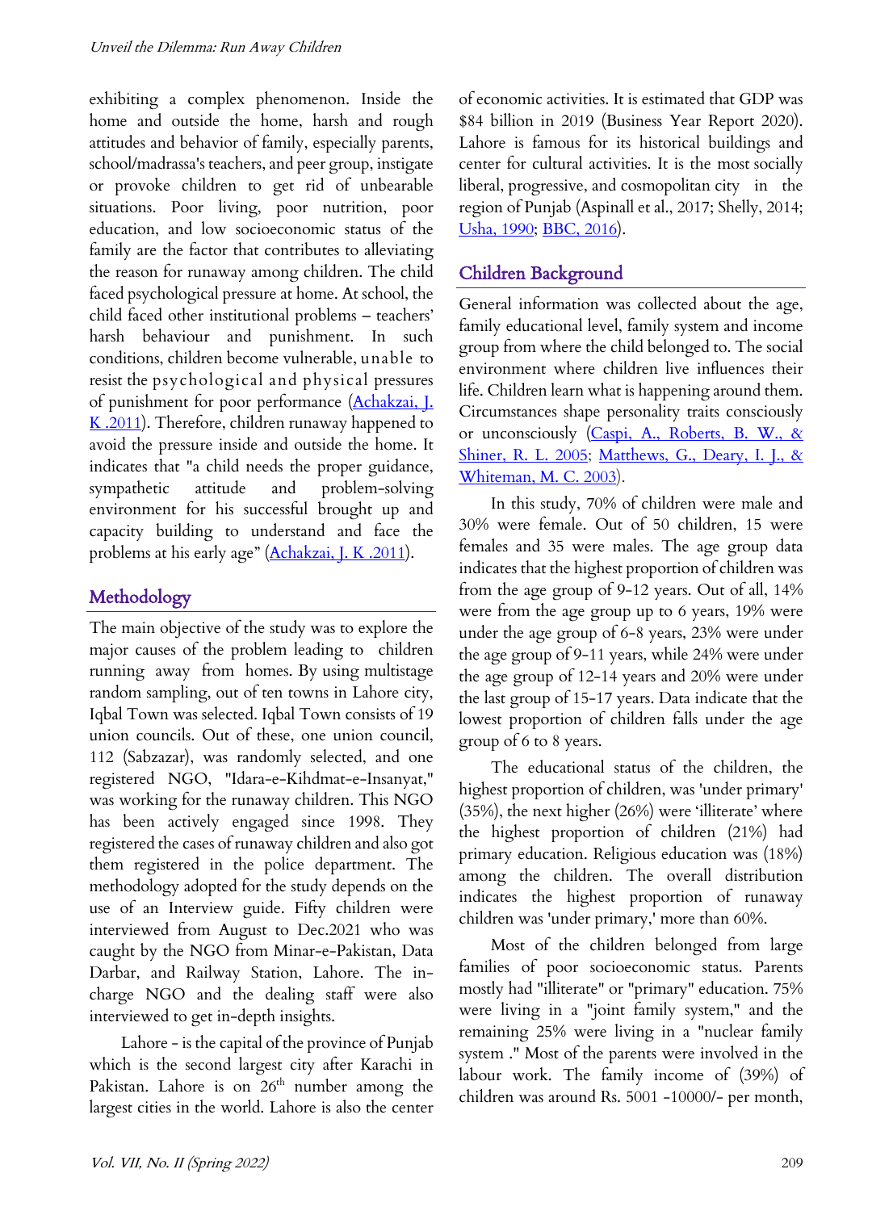exhibiting a complex phenomenon. Inside the home and outside the home, harsh and rough attitudes and behavior of family, especially parents, school/madrassa's teachers, and peer group, instigate or provoke children to get rid of unbearable situations. Poor living, poor nutrition, poor education, and low socioeconomic status of the family are the factor that contributes to alleviating the reason for runaway among children. The child faced psychological pressure at home. At school, the child faced other institutional problems – teachers' harsh behaviour and punishment. In such conditions, children become vulnerable, unable to resist the psychological and physical pressures of punishment for poor performance (Achakzai, J. K .2011). Therefore, children runaway happened to avoid the pressure inside and outside the home. It indicates that "a child needs the proper guidance, sympathetic attitude and problem-solving environment for his successful brought up and capacity building to understand and face the problems at his early age" (Achakzai, J. K .2011).

## Methodology

The main objective of the study was to explore the major causes of the problem leading to children running away from homes. By using multistage random sampling, out of ten towns in Lahore city, Iqbal Town was selected. Iqbal Town consists of 19 union councils. Out of these, one union council, 112 (Sabzazar), was randomly selected, and one registered NGO, "Idara-e-Kihdmat-e-Insanyat," was working for the runaway children. This NGO has been actively engaged since 1998. They registered the cases of runaway children and also got them registered in the police department. The methodology adopted for the study depends on the use of an Interview guide. Fifty children were interviewed from August to Dec.2021 who was caught by the NGO from Minar-e-Pakistan, Data Darbar, and Railway Station, Lahore. The in-charge NGO and the dealing staff were also interviewed to get in-depth insights.

Lahore - is the capital of the province of Punjab which is the second largest city after Karachi in Pakistan. Lahore is on 26th number among the largest cities in the world. Lahore is also the center of economic activities. It is estimated that GDP was $84 billion in 2019 (Business Year Report 2020). Lahore is famous for its historical buildings and center for cultural activities. It is the most socially liberal, progressive, and cosmopolitan city in the region of Punjab (Aspinall et al., 2017; Shelly, 2014; Usha, 1990; BBC, 2016).

## Children Background

General information was collected about the age, family educational level, family system and income group from where the child belonged to. The social environment where children live influences their life. Children learn what is happening around them. Circumstances shape personality traits consciously or unconsciously (Caspi, A., Roberts, B. W., & Shiner, R. L. 2005; Matthews, G., Deary, I. J., & Whiteman, M. C. 2003).

In this study, 70% of children were male and 30% were female. Out of 50 children, 15 were females and 35 were males. The age group data indicates that the highest proportion of children was from the age group of 9-12 years. Out of all, 14% were from the age group up to 6 years, 19% were under the age group of 6-8 years, 23% were under the age group of 9-11 years, while 24% were under the age group of 12-14 years and 20% were under the last group of 15-17 years. Data indicate that the lowest proportion of children falls under the age group of 6 to 8 years.

The educational status of the children, the highest proportion of children, was 'under primary' (35%), the next higher (26%) were 'illiterate' where the highest proportion of children (21%) had primary education. Religious education was (18%) among the children. The overall distribution indicates the highest proportion of runaway children was 'under primary,' more than 60%.

Most of the children belonged from large families of poor socioeconomic status. Parents mostly had "illiterate" or "primary" education. 75% were living in a "joint family system," and the remaining 25% were living in a "nuclear family system ." Most of the parents were involved in the labour work. The family income of (39%) of children was around Rs. 5001 -10000/- per month,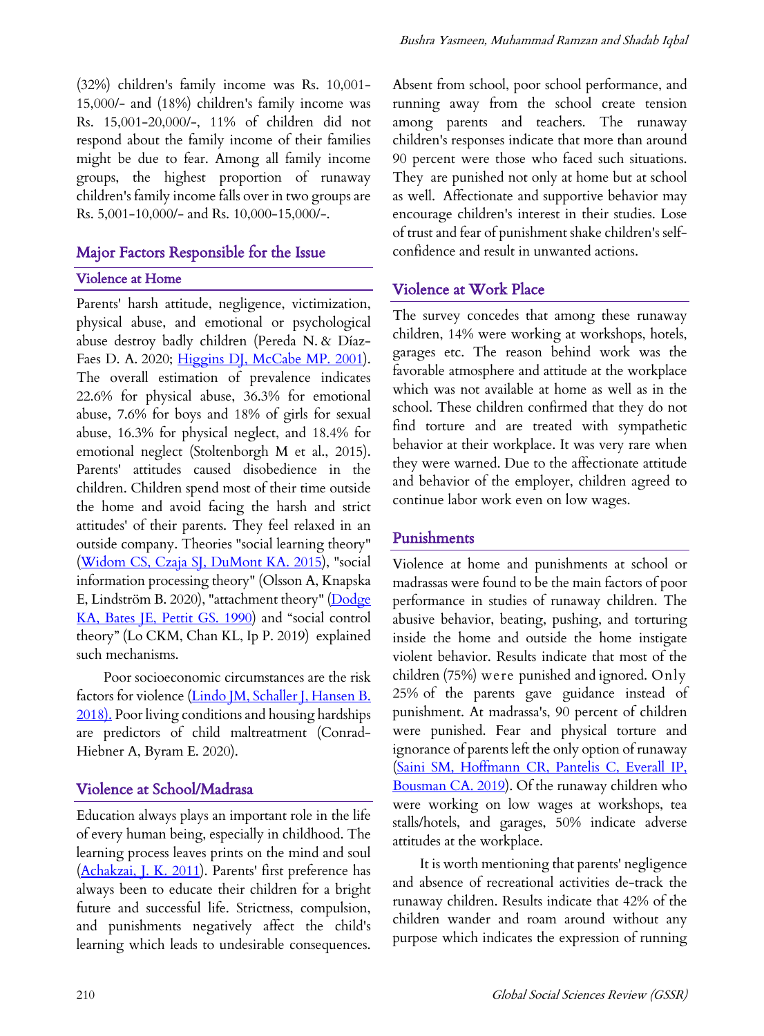(32%) children's family income was Rs. 10,001-15,000/- and (18%) children's family income was Rs. 15,001-20,000/-, 11% of children did not respond about the family income of their families might be due to fear. Among all family income groups, the highest proportion of runaway children's family income falls over in two groups are Rs. 5,001-10,000/- and Rs. 10,000-15,000/-.

## Major Factors Responsible for the Issue

### Violence at Home

Parents' harsh attitude, negligence, victimization, physical abuse, and emotional or psychological abuse destroy badly children (Pereda N. & Díaz-Faes D. A. 2020; Higgins DJ, McCabe MP. 2001). The overall estimation of prevalence indicates 22.6% for physical abuse, 36.3% for emotional abuse, 7.6% for boys and 18% of girls for sexual abuse, 16.3% for physical neglect, and 18.4% for emotional neglect (Stoltenborgh M et al., 2015). Parents' attitudes caused disobedience in the children. Children spend most of their time outside the home and avoid facing the harsh and strict attitudes' of their parents. They feel relaxed in an outside company. Theories "social learning theory" (Widom CS, Czaja SJ, DuMont KA. 2015), "social information processing theory" (Olsson A, Knapska E, Lindström B. 2020), "attachment theory" (Dodge KA, Bates JE, Pettit GS. 1990) and "social control theory" (Lo CKM, Chan KL, Ip P. 2019) explained such mechanisms.

Poor socioeconomic circumstances are the risk factors for violence (Lindo JM, Schaller J, Hansen B. 2018). Poor living conditions and housing hardships are predictors of child maltreatment (Conrad-Hiebner A, Byram E. 2020).

### Violence at School/Madrasa

Education always plays an important role in the life of every human being, especially in childhood. The learning process leaves prints on the mind and soul (Achakzai, J. K. 2011). Parents' first preference has always been to educate their children for a bright future and successful life. Strictness, compulsion, and punishments negatively affect the child's learning which leads to undesirable consequences. Absent from school, poor school performance, and running away from the school create tension among parents and teachers. The runaway children's responses indicate that more than around 90 percent were those who faced such situations. They are punished not only at home but at school as well. Affectionate and supportive behavior may encourage children's interest in their studies. Lose of trust and fear of punishment shake children's self-confidence and result in unwanted actions.

### Violence at Work Place

The survey concedes that among these runaway children, 14% were working at workshops, hotels, garages etc. The reason behind work was the favorable atmosphere and attitude at the workplace which was not available at home as well as in the school. These children confirmed that they do not find torture and are treated with sympathetic behavior at their workplace. It was very rare when they were warned. Due to the affectionate attitude and behavior of the employer, children agreed to continue labor work even on low wages.

### Punishments

Violence at home and punishments at school or madrassas were found to be the main factors of poor performance in studies of runaway children. The abusive behavior, beating, pushing, and torturing inside the home and outside the home instigate violent behavior. Results indicate that most of the children (75%) were punished and ignored. Only 25% of the parents gave guidance instead of punishment. At madrassa's, 90 percent of children were punished. Fear and physical torture and ignorance of parents left the only option of runaway (Saini SM, Hoffmann CR, Pantelis C, Everall IP, Bousman CA. 2019). Of the runaway children who were working on low wages at workshops, tea stalls/hotels, and garages, 50% indicate adverse attitudes at the workplace.

It is worth mentioning that parents' negligence and absence of recreational activities de-track the runaway children. Results indicate that 42% of the children wander and roam around without any purpose which indicates the expression of running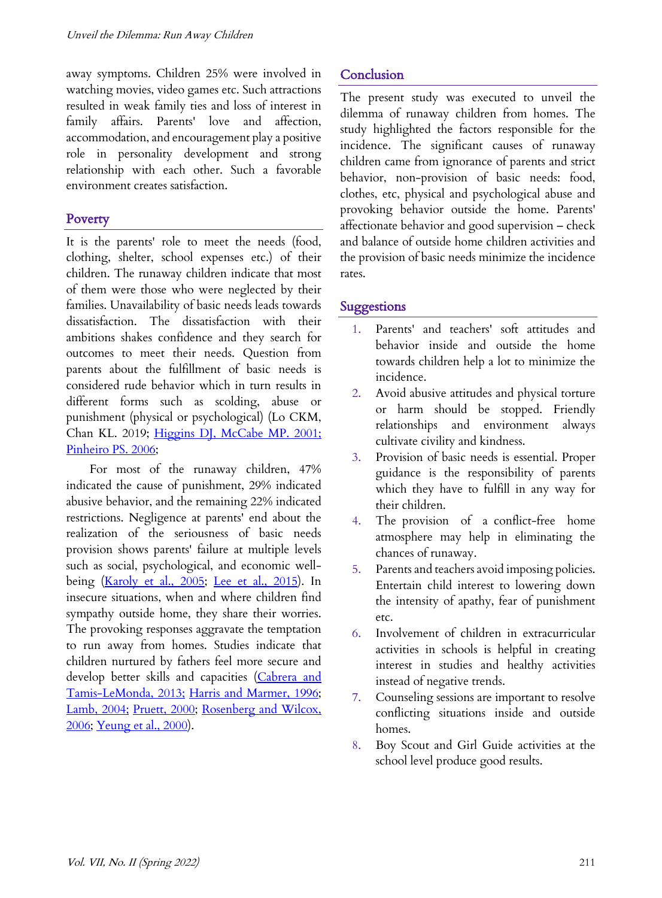away symptoms. Children 25% were involved in watching movies, video games etc. Such attractions resulted in weak family ties and loss of interest in family affairs. Parents' love and affection, accommodation, and encouragement play a positive role in personality development and strong relationship with each other. Such a favorable environment creates satisfaction.

## Poverty

It is the parents' role to meet the needs (food, clothing, shelter, school expenses etc.) of their children. The runaway children indicate that most of them were those who were neglected by their families. Unavailability of basic needs leads towards dissatisfaction. The dissatisfaction with their ambitions shakes confidence and they search for outcomes to meet their needs. Question from parents about the fulfillment of basic needs is considered rude behavior which in turn results in different forms such as scolding, abuse or punishment (physical or psychological) (Lo CKM, Chan KL. 2019; Higgins DJ, McCabe MP. 2001; Pinheiro PS. 2006;

For most of the runaway children, 47% indicated the cause of punishment, 29% indicated abusive behavior, and the remaining 22% indicated restrictions. Negligence at parents' end about the realization of the seriousness of basic needs provision shows parents' failure at multiple levels such as social, psychological, and economic well-being (Karoly et al., 2005; Lee et al., 2015). In insecure situations, when and where children find sympathy outside home, they share their worries. The provoking responses aggravate the temptation to run away from homes. Studies indicate that children nurtured by fathers feel more secure and develop better skills and capacities (Cabrera and Tamis-LeMonda, 2013; Harris and Marmer, 1996; Lamb, 2004; Pruett, 2000; Rosenberg and Wilcox, 2006; Yeung et al., 2000).

## Conclusion

The present study was executed to unveil the dilemma of runaway children from homes. The study highlighted the factors responsible for the incidence. The significant causes of runaway children came from ignorance of parents and strict behavior, non-provision of basic needs: food, clothes, etc, physical and psychological abuse and provoking behavior outside the home. Parents' affectionate behavior and good supervision – check and balance of outside home children activities and the provision of basic needs minimize the incidence rates.

## Suggestions

1. Parents' and teachers' soft attitudes and behavior inside and outside the home towards children help a lot to minimize the incidence.
2. Avoid abusive attitudes and physical torture or harm should be stopped. Friendly relationships and environment always cultivate civility and kindness.
3. Provision of basic needs is essential. Proper guidance is the responsibility of parents which they have to fulfill in any way for their children.
4. The provision of a conflict-free home atmosphere may help in eliminating the chances of runaway.
5. Parents and teachers avoid imposing policies. Entertain child interest to lowering down the intensity of apathy, fear of punishment etc.
6. Involvement of children in extracurricular activities in schools is helpful in creating interest in studies and healthy activities instead of negative trends.
7. Counseling sessions are important to resolve conflicting situations inside and outside homes.
8. Boy Scout and Girl Guide activities at the school level produce good results.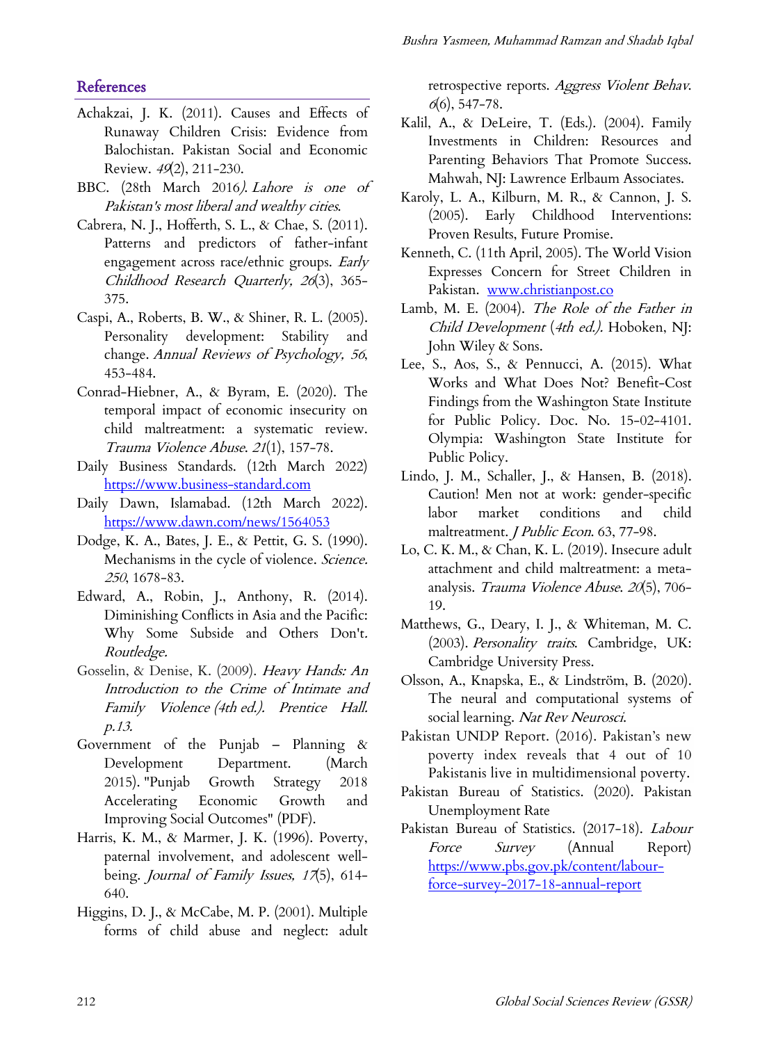## References

Achakzai, J. K. (2011). Causes and Effects of Runaway Children Crisis: Evidence from Balochistan. Pakistan Social and Economic Review. *49*(2), 211-230.

BBC. (28th March 2016*). Lahore is one of Pakistan's most liberal and wealthy cities*.

Cabrera, N. J., Hofferth, S. L., & Chae, S. (2011). Patterns and predictors of father-infant engagement across race/ethnic groups. *Early Childhood Research Quarterly, 26*(3), 365-375.

Caspi, A., Roberts, B. W., & Shiner, R. L. (2005). Personality development: Stability and change. *Annual Reviews of Psychology, 56*, 453-484.

Conrad-Hiebner, A., & Byram, E. (2020). The temporal impact of economic insecurity on child maltreatment: a systematic review. *Trauma Violence Abuse*. *21*(1), 157-78.

Daily Business Standards. (12th March 2022) https://www.business-standard.com

Daily Dawn, Islamabad. (12th March 2022). https://www.dawn.com/news/1564053

Dodge, K. A., Bates, J. E., & Pettit, G. S. (1990). Mechanisms in the cycle of violence. *Science. 250*, 1678-83.

Edward, A., Robin, J., Anthony, R. (2014). Diminishing Conflicts in Asia and the Pacific: Why Some Subside and Others Don't. *Routledge.*

Gosselin, & Denise, K. (2009). *Heavy Hands: An Introduction to the Crime of Intimate and Family Violence (4th ed.). Prentice Hall. p.13.*

Government of the Punjab – Planning & Development Department. (March 2015). "Punjab Growth Strategy 2018 Accelerating Economic Growth and Improving Social Outcomes" (PDF).

Harris, K. M., & Marmer, J. K. (1996). Poverty, paternal involvement, and adolescent well-being. *Journal of Family Issues, 17*(5), 614-640.

Higgins, D. J., & McCabe, M. P. (2001). Multiple forms of child abuse and neglect: adult retrospective reports. *Aggress Violent Behav. 6*(6), 547-78.

Kalil, A., & DeLeire, T. (Eds.). (2004). Family Investments in Children: Resources and Parenting Behaviors That Promote Success. Mahwah, NJ: Lawrence Erlbaum Associates.

Karoly, L. A., Kilburn, M. R., & Cannon, J. S. (2005). Early Childhood Interventions: Proven Results, Future Promise.

Kenneth, C. (11th April, 2005). The World Vision Expresses Concern for Street Children in Pakistan. www.christianpost.co

Lamb, M. E. (2004). *The Role of the Father in Child Development* (*4th ed.).* Hoboken, NJ: John Wiley & Sons.

Lee, S., Aos, S., & Pennucci, A. (2015). What Works and What Does Not? Benefit-Cost Findings from the Washington State Institute for Public Policy. Doc. No. 15-02-4101. Olympia: Washington State Institute for Public Policy.

Lindo, J. M., Schaller, J., & Hansen, B. (2018). Caution! Men not at work: gender-specific labor market conditions and child maltreatment. *J Public Econ*. 63, 77-98.

Lo, C. K. M., & Chan, K. L. (2019). Insecure adult attachment and child maltreatment: a meta-analysis. *Trauma Violence Abuse*. *20*(5), 706-19.

Matthews, G., Deary, I. J., & Whiteman, M. C. (2003). *Personality traits*. Cambridge, UK: Cambridge University Press.

Olsson, A., Knapska, E., & Lindström, B. (2020). The neural and computational systems of social learning. *Nat Rev Neurosci*.

Pakistan UNDP Report. (2016). Pakistan's new poverty index reveals that 4 out of 10 Pakistanis live in multidimensional poverty.

Pakistan Bureau of Statistics. (2020). Pakistan Unemployment Rate

Pakistan Bureau of Statistics. (2017-18). *Labour Force Survey* (Annual Report) https://www.pbs.gov.pk/content/labour-force-survey-2017-18-annual-report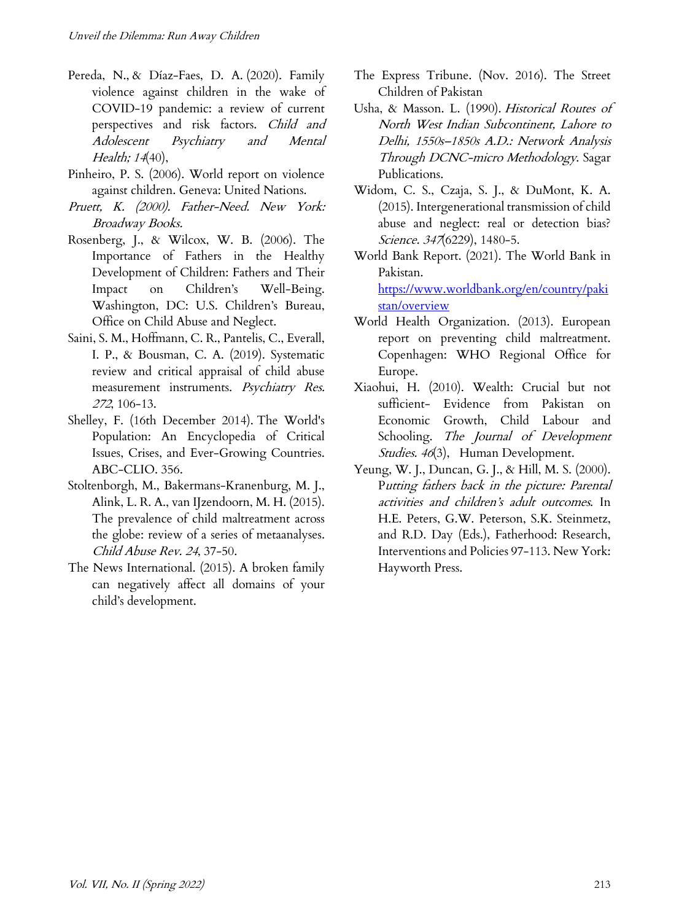Pereda, N., & Díaz-Faes, D. A. (2020). Family violence against children in the wake of COVID-19 pandemic: a review of current perspectives and risk factors. *Child and Adolescent Psychiatry and Mental Health; 14*(40),

Pinheiro, P. S. (2006). World report on violence against children. Geneva: United Nations.

*Pruett, K. (2000). Father-Need. New York: Broadway Books.*

Rosenberg, J., & Wilcox, W. B. (2006). The Importance of Fathers in the Healthy Development of Children: Fathers and Their Impact on Children's Well-Being. Washington, DC: U.S. Children's Bureau, Office on Child Abuse and Neglect.

Saini, S. M., Hoffmann, C. R., Pantelis, C., Everall, I. P., & Bousman, C. A. (2019). Systematic review and critical appraisal of child abuse measurement instruments. *Psychiatry Res. 272*, 106-13.

Shelley, F. (16th December 2014). The World's Population: An Encyclopedia of Critical Issues, Crises, and Ever-Growing Countries. ABC-CLIO. 356.

Stoltenborgh, M., Bakermans-Kranenburg, M. J., Alink, L. R. A., van IJzendoorn, M. H. (2015). The prevalence of child maltreatment across the globe: review of a series of metaanalyses. *Child Abuse Rev. 24*, 37-50.

The News International. (2015). A broken family can negatively affect all domains of your child's development.

The Express Tribune. (Nov. 2016). The Street Children of Pakistan

Usha, & Masson. L. (1990). *Historical Routes of North West Indian Subcontinent, Lahore to Delhi, 1550s–1850s A.D.: Network Analysis Through DCNC-micro Methodology*. Sagar Publications.

Widom, C. S., Czaja, S. J., & DuMont, K. A. (2015). Intergenerational transmission of child abuse and neglect: real or detection bias? *Science. 347*(6229), 1480-5.

World Bank Report. (2021). The World Bank in Pakistan. https://www.worldbank.org/en/country/pakistan/overview

World Health Organization. (2013). European report on preventing child maltreatment. Copenhagen: WHO Regional Office for Europe.

Xiaohui, H. (2010). Wealth: Crucial but not sufficient- Evidence from Pakistan on Economic Growth, Child Labour and Schooling. *The Journal of Development Studies. 46*(3), Human Development.

Yeung, W. J., Duncan, G. J., & Hill, M. S. (2000). P*utting fathers back in the picture: Parental activities and children's adult outcomes*. In H.E. Peters, G.W. Peterson, S.K. Steinmetz, and R.D. Day (Eds.), Fatherhood: Research, Interventions and Policies 97-113. New York: Hayworth Press.